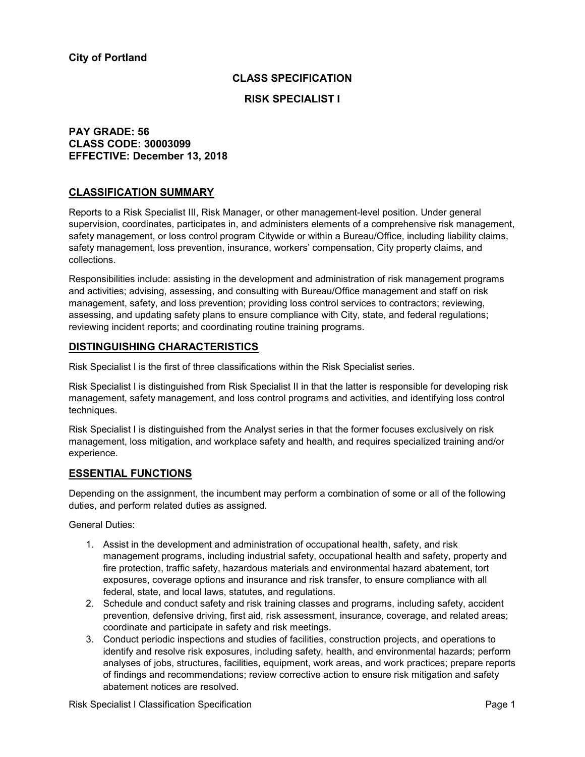**City of Portland**

## CLASS SPECIFICATION

## RISK SPECIALIST I

**PAY GRADE: 56**
**CLASS CODE: 30003099**
**EFFECTIVE: December 13, 2018**

## CLASSIFICATION SUMMARY

Reports to a Risk Specialist III, Risk Manager, or other management-level position. Under general supervision, coordinates, participates in, and administers elements of a comprehensive risk management, safety management, or loss control program Citywide or within a Bureau/Office, including liability claims, safety management, loss prevention, insurance, workers' compensation, City property claims, and collections.

Responsibilities include: assisting in the development and administration of risk management programs and activities; advising, assessing, and consulting with Bureau/Office management and staff on risk management, safety, and loss prevention; providing loss control services to contractors; reviewing, assessing, and updating safety plans to ensure compliance with City, state, and federal regulations; reviewing incident reports; and coordinating routine training programs.

## DISTINGUISHING CHARACTERISTICS

Risk Specialist I is the first of three classifications within the Risk Specialist series.

Risk Specialist I is distinguished from Risk Specialist II in that the latter is responsible for developing risk management, safety management, and loss control programs and activities, and identifying loss control techniques.

Risk Specialist I is distinguished from the Analyst series in that the former focuses exclusively on risk management, loss mitigation, and workplace safety and health, and requires specialized training and/or experience.

## ESSENTIAL FUNCTIONS

Depending on the assignment, the incumbent may perform a combination of some or all of the following duties, and perform related duties as assigned.

General Duties:

1. Assist in the development and administration of occupational health, safety, and risk management programs, including industrial safety, occupational health and safety, property and fire protection, traffic safety, hazardous materials and environmental hazard abatement, tort exposures, coverage options and insurance and risk transfer, to ensure compliance with all federal, state, and local laws, statutes, and regulations.
2. Schedule and conduct safety and risk training classes and programs, including safety, accident prevention, defensive driving, first aid, risk assessment, insurance, coverage, and related areas; coordinate and participate in safety and risk meetings.
3. Conduct periodic inspections and studies of facilities, construction projects, and operations to identify and resolve risk exposures, including safety, health, and environmental hazards; perform analyses of jobs, structures, facilities, equipment, work areas, and work practices; prepare reports of findings and recommendations; review corrective action to ensure risk mitigation and safety abatement notices are resolved.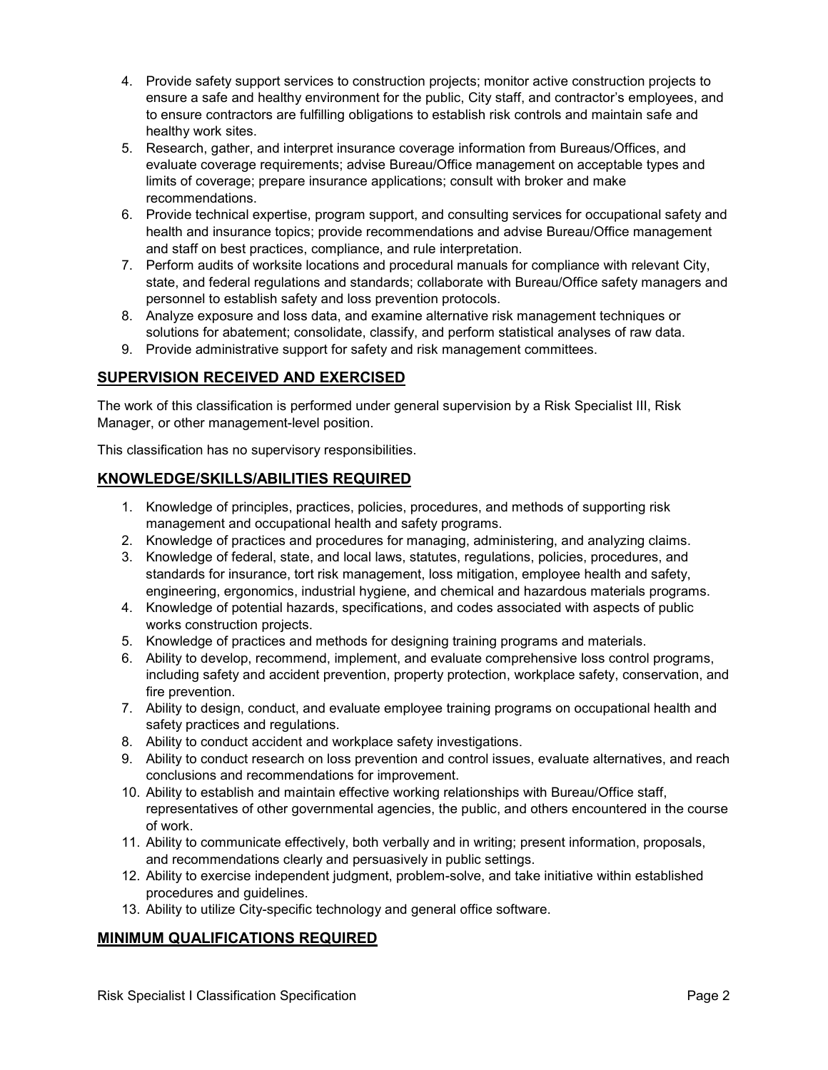4. Provide safety support services to construction projects; monitor active construction projects to ensure a safe and healthy environment for the public, City staff, and contractor's employees, and to ensure contractors are fulfilling obligations to establish risk controls and maintain safe and healthy work sites.
5. Research, gather, and interpret insurance coverage information from Bureaus/Offices, and evaluate coverage requirements; advise Bureau/Office management on acceptable types and limits of coverage; prepare insurance applications; consult with broker and make recommendations.
6. Provide technical expertise, program support, and consulting services for occupational safety and health and insurance topics; provide recommendations and advise Bureau/Office management and staff on best practices, compliance, and rule interpretation.
7. Perform audits of worksite locations and procedural manuals for compliance with relevant City, state, and federal regulations and standards; collaborate with Bureau/Office safety managers and personnel to establish safety and loss prevention protocols.
8. Analyze exposure and loss data, and examine alternative risk management techniques or solutions for abatement; consolidate, classify, and perform statistical analyses of raw data.
9. Provide administrative support for safety and risk management committees.

## SUPERVISION RECEIVED AND EXERCISED

The work of this classification is performed under general supervision by a Risk Specialist III, Risk Manager, or other management-level position.

This classification has no supervisory responsibilities.

## KNOWLEDGE/SKILLS/ABILITIES REQUIRED

1. Knowledge of principles, practices, policies, procedures, and methods of supporting risk management and occupational health and safety programs.
2. Knowledge of practices and procedures for managing, administering, and analyzing claims.
3. Knowledge of federal, state, and local laws, statutes, regulations, policies, procedures, and standards for insurance, tort risk management, loss mitigation, employee health and safety, engineering, ergonomics, industrial hygiene, and chemical and hazardous materials programs.
4. Knowledge of potential hazards, specifications, and codes associated with aspects of public works construction projects.
5. Knowledge of practices and methods for designing training programs and materials.
6. Ability to develop, recommend, implement, and evaluate comprehensive loss control programs, including safety and accident prevention, property protection, workplace safety, conservation, and fire prevention.
7. Ability to design, conduct, and evaluate employee training programs on occupational health and safety practices and regulations.
8. Ability to conduct accident and workplace safety investigations.
9. Ability to conduct research on loss prevention and control issues, evaluate alternatives, and reach conclusions and recommendations for improvement.
10. Ability to establish and maintain effective working relationships with Bureau/Office staff, representatives of other governmental agencies, the public, and others encountered in the course of work.
11. Ability to communicate effectively, both verbally and in writing; present information, proposals, and recommendations clearly and persuasively in public settings.
12. Ability to exercise independent judgment, problem-solve, and take initiative within established procedures and guidelines.
13. Ability to utilize City-specific technology and general office software.

## MINIMUM QUALIFICATIONS REQUIRED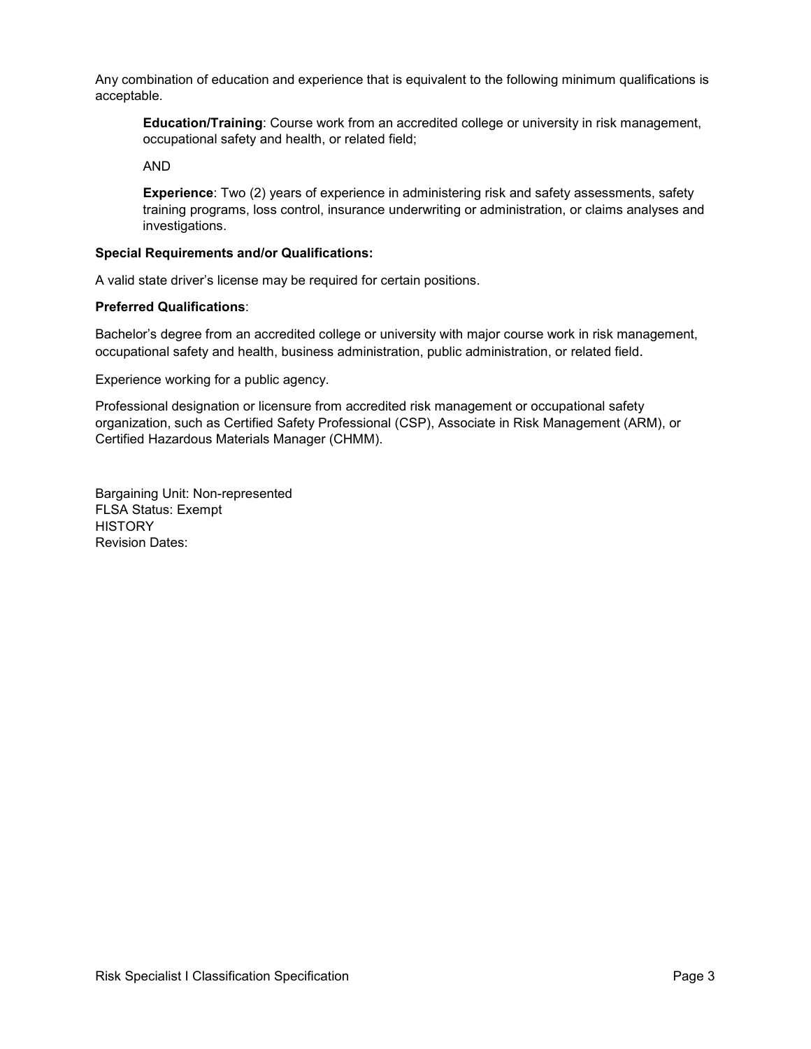Any combination of education and experience that is equivalent to the following minimum qualifications is acceptable.

> **Education/Training**: Course work from an accredited college or university in risk management, occupational safety and health, or related field;
>
> AND
>
> **Experience**: Two (2) years of experience in administering risk and safety assessments, safety training programs, loss control, insurance underwriting or administration, or claims analyses and investigations.

**Special Requirements and/or Qualifications:**

A valid state driver's license may be required for certain positions.

**Preferred Qualifications**:

Bachelor's degree from an accredited college or university with major course work in risk management, occupational safety and health, business administration, public administration, or related field.

Experience working for a public agency.

Professional designation or licensure from accredited risk management or occupational safety organization, such as Certified Safety Professional (CSP), Associate in Risk Management (ARM), or Certified Hazardous Materials Manager (CHMM).

Bargaining Unit: Non-represented
FLSA Status: Exempt
HISTORY
Revision Dates: